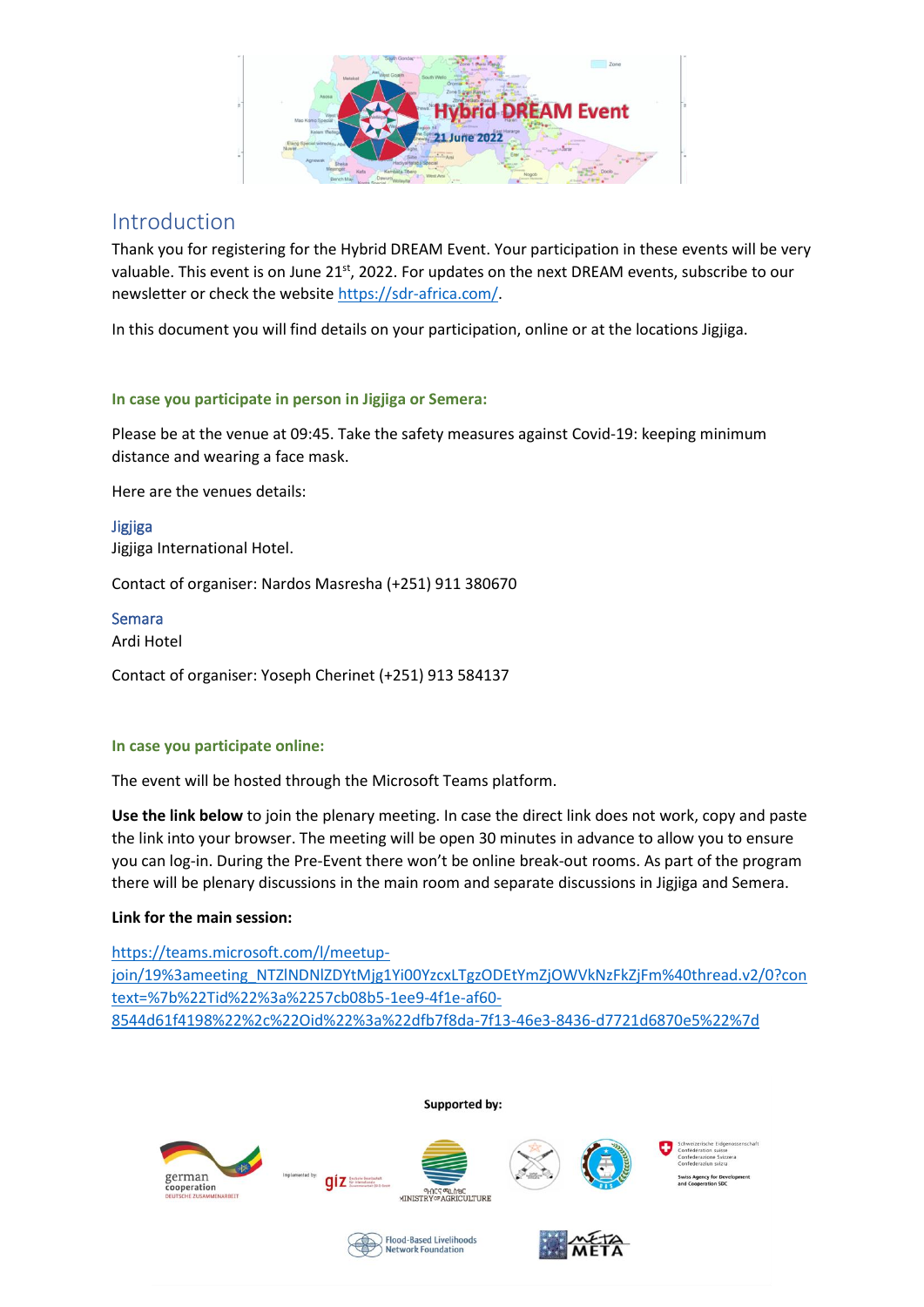# Introduction

Thank you for registering for the Hybrid DREAM Event. Your participation in these events will be very valuable. This event is on June 21st, 2022. For updates on the next DREAM events, subscribe to our newsletter or check the website https://sdr-africa.com/.

In this document you will find details on your participation, online or at the locations Jigjiga.

### In case you participate in person in Jigjiga or Semera:

Please be at the venue at 09:45. Take the safety measures against Covid-19: keeping minimum distance and wearing a face mask.

Here are the venues details:

#### Jigjiga

Jigjiga International Hotel.

Contact of organiser: Nardos Masresha (+251) 911 380670

#### Semara

Ardi Hotel

Contact of organiser: Yoseph Cherinet (+251) 913 584137

### In case you participate online:

The event will be hosted through the Microsoft Teams platform.

**Use the link below** to join the plenary meeting. In case the direct link does not work, copy and paste the link into your browser. The meeting will be open 30 minutes in advance to allow you to ensure you can log-in. During the Pre-Event there won't be online break-out rooms. As part of the program there will be plenary discussions in the main room and separate discussions in Jigjiga and Semera.

**Link for the main session:**

https://teams.microsoft.com/l/meetup-join/19%3ameeting_NTZlNDNlZDYtMjg1Yi00YzcxLTgzODEtYmZjOWVkNzFkZjFm%40thread.v2/0?context=%7b%22Tid%22%3a%2257cb08b5-1ee9-4f1e-af60-8544d61f4198%22%2c%22Oid%22%3a%22dfb7f8da-7f13-46e3-8436-d7721d6870e5%22%7d

**Supported by:**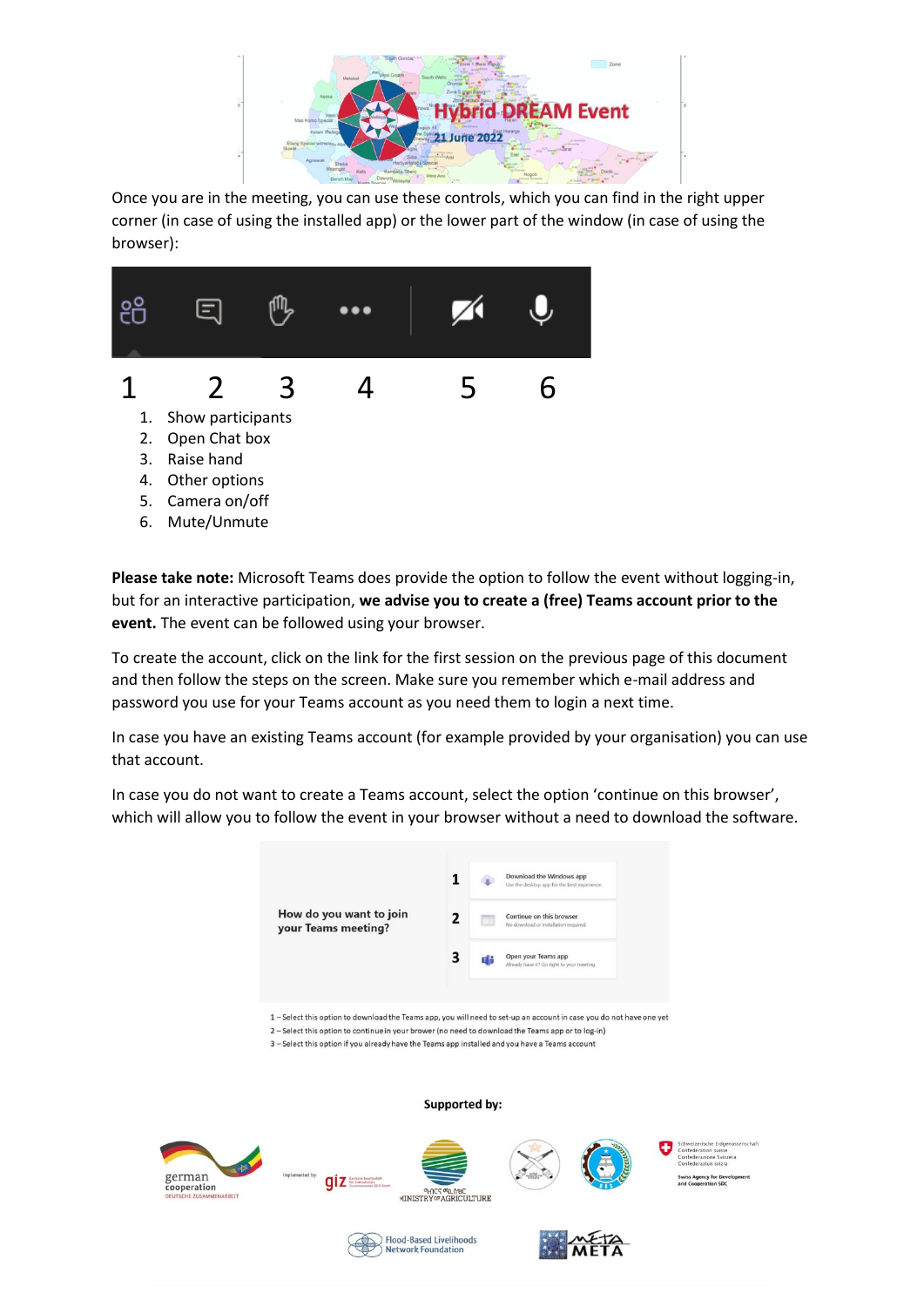Once you are in the meeting, you can use these controls, which you can find in the right upper corner (in case of using the installed app) or the lower part of the window (in case of using the browser):

1 2 3 4 5 6

1. Show participants
2. Open Chat box
3. Raise hand
4. Other options
5. Camera on/off
6. Mute/Unmute

**Please take note:** Microsoft Teams does provide the option to follow the event without logging-in, but for an interactive participation, **we advise you to create a (free) Teams account prior to the event.** The event can be followed using your browser.

To create the account, click on the link for the first session on the previous page of this document and then follow the steps on the screen. Make sure you remember which e-mail address and password you use for your Teams account as you need them to login a next time.

In case you have an existing Teams account (for example provided by your organisation) you can use that account.

In case you do not want to create a Teams account, select the option 'continue on this browser', which will allow you to follow the event in your browser without a need to download the software.

How do you want to join your Teams meeting?

1 Download the Windows app – Use the desktop app for the best experience

2 Continue on this browser – No download or installation required.

3 Open your Teams app – Already have it? Go right to your meeting.

1 – Select this option to download the Teams app, you will need to set-up an account in case you do not have one yet

2 – Select this option to continue in your brower (no need to download the Teams app or to log-in)

3 – Select this option if you already have the Teams app installed and you have a Teams account

**Supported by:**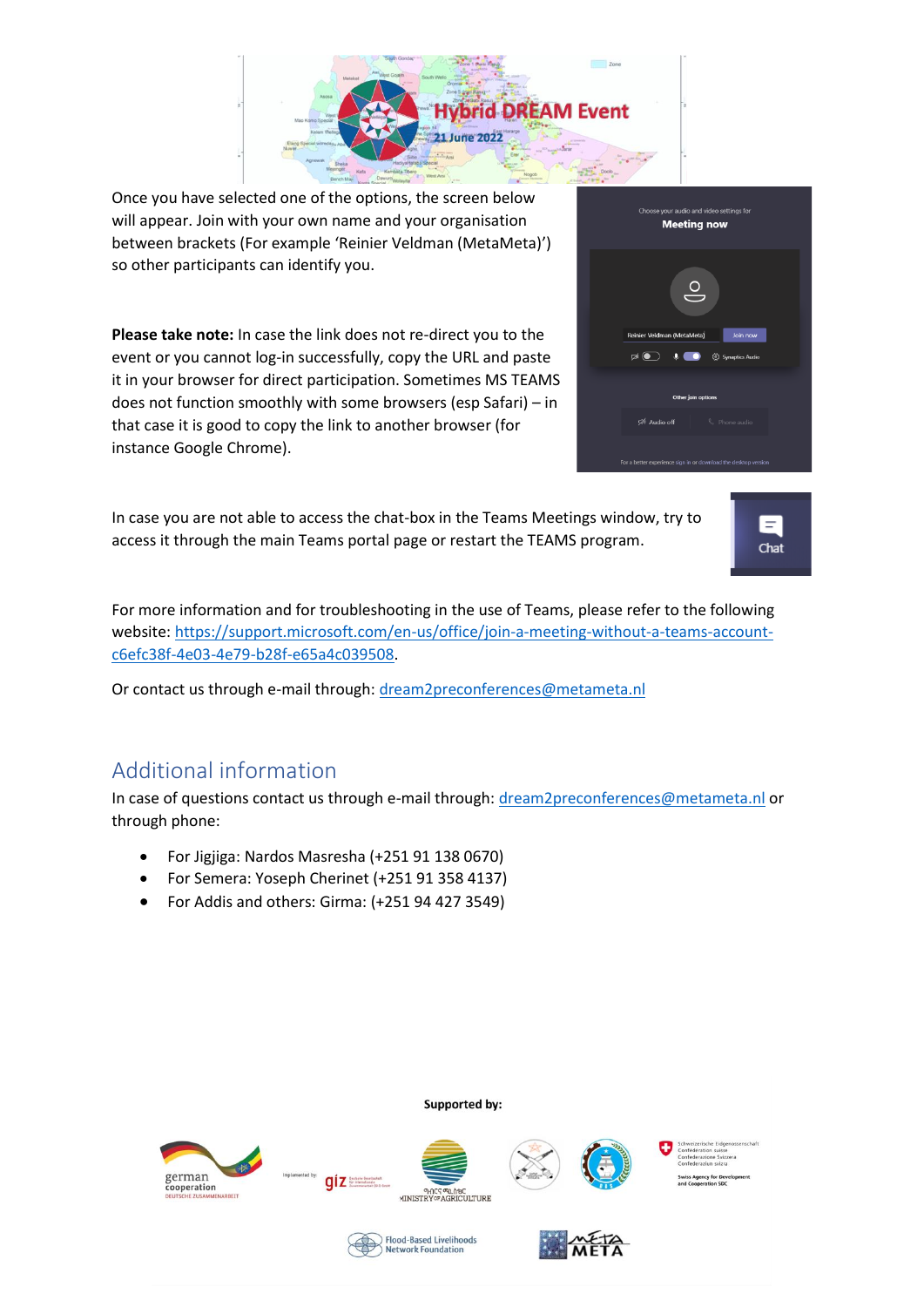Once you have selected one of the options, the screen below will appear. Join with your own name and your organisation between brackets (For example 'Reinier Veldman (MetaMeta)') so other participants can identify you.

**Please take note:** In case the link does not re-direct you to the event or you cannot log-in successfully, copy the URL and paste it in your browser for direct participation. Sometimes MS TEAMS does not function smoothly with some browsers (esp Safari) – in that case it is good to copy the link to another browser (for instance Google Chrome).

In case you are not able to access the chat-box in the Teams Meetings window, try to access it through the main Teams portal page or restart the TEAMS program.

For more information and for troubleshooting in the use of Teams, please refer to the following website: https://support.microsoft.com/en-us/office/join-a-meeting-without-a-teams-account-c6efc38f-4e03-4e79-b28f-e65a4c039508.

Or contact us through e-mail through: dream2preconferences@metameta.nl

## Additional information

In case of questions contact us through e-mail through: dream2preconferences@metameta.nl or through phone:

- For Jigjiga: Nardos Masresha (+251 91 138 0670)
- For Semera: Yoseph Cherinet (+251 91 358 4137)
- For Addis and others: Girma: (+251 94 427 3549)

**Supported by:**